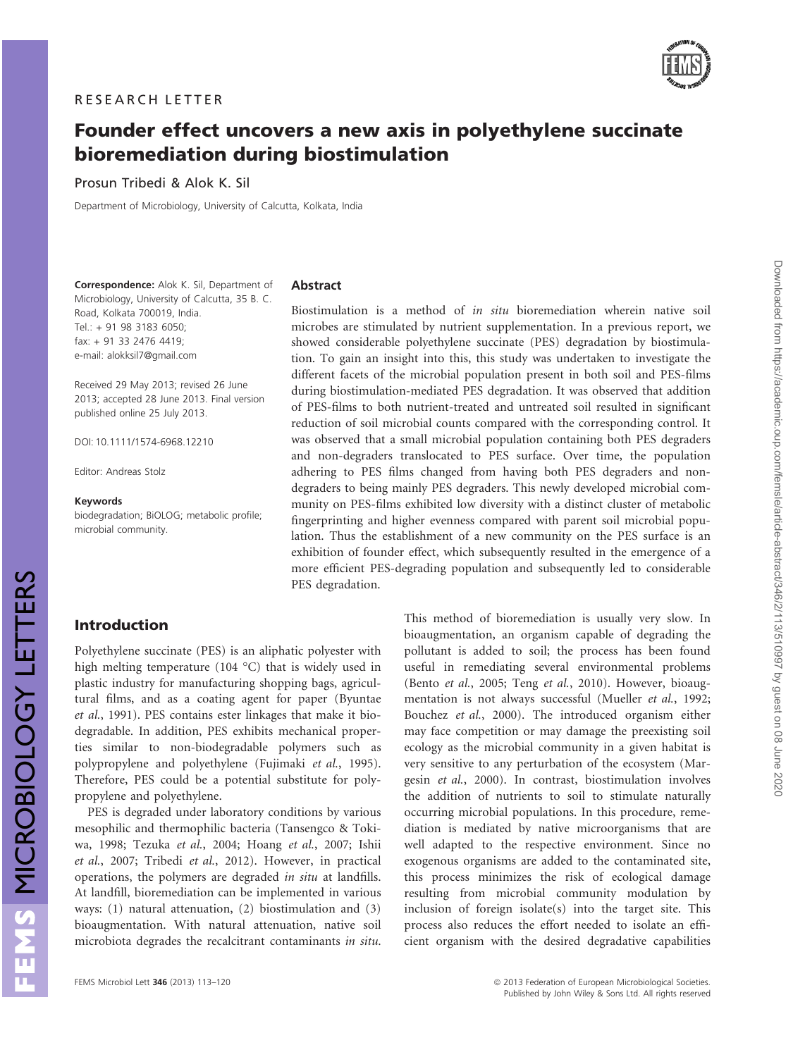RESEARCH LETTER

# Founder effect uncovers a new axis in polyethylene succinate bioremediation during biostimulation

Prosun Tribedi & Alok K. Sil

Department of Microbiology, University of Calcutta, Kolkata, India

**Correspondence:** Alok K. Sil, Department of Microbiology, University of Calcutta, 35 B. C. Road, Kolkata 700019, India. Tel.: + 91 98 3183 6050; fax: + 91 33 2476 4419; e-mail: alokksil7@gmail.com

Received 29 May 2013; revised 26 June 2013; accepted 28 June 2013. Final version published online 25 July 2013.

DOI: 10.1111/1574-6968.12210

Editor: Andreas Stolz

**Keywords**

biodegradation; BiOLOG; metabolic profile; microbial community.

## Abstract

Biostimulation is a method of *in situ* bioremediation wherein native soil microbes are stimulated by nutrient supplementation. In a previous report, we showed considerable polyethylene succinate (PES) degradation by biostimulation. To gain an insight into this, this study was undertaken to investigate the different facets of the microbial population present in both soil and PES-films during biostimulation-mediated PES degradation. It was observed that addition of PES-films to both nutrient-treated and untreated soil resulted in significant reduction of soil microbial counts compared with the corresponding control. It was observed that a small microbial population containing both PES degraders and non-degraders translocated to PES surface. Over time, the population adhering to PES films changed from having both PES degraders and non-degraders to being mainly PES degraders. This newly developed microbial community on PES-films exhibited low diversity with a distinct cluster of metabolic fingerprinting and higher evenness compared with parent soil microbial population. Thus the establishment of a new community on the PES surface is an exhibition of founder effect, which subsequently resulted in the emergence of a more efficient PES-degrading population and subsequently led to considerable PES degradation.

## Introduction

Polyethylene succinate (PES) is an aliphatic polyester with high melting temperature (104 °C) that is widely used in plastic industry for manufacturing shopping bags, agricultural films, and as a coating agent for paper (Byuntae *et al.*, 1991). PES contains ester linkages that make it biodegradable. In addition, PES exhibits mechanical properties similar to non-biodegradable polymers such as polypropylene and polyethylene (Fujimaki *et al.*, 1995). Therefore, PES could be a potential substitute for polypropylene and polyethylene.

PES is degraded under laboratory conditions by various mesophilic and thermophilic bacteria (Tansengco & Tokiwa, 1998; Tezuka *et al.*, 2004; Hoang *et al.*, 2007; Ishii *et al.*, 2007; Tribedi *et al.*, 2012). However, in practical operations, the polymers are degraded *in situ* at landfills. At landfill, bioremediation can be implemented in various ways: (1) natural attenuation, (2) biostimulation and (3) bioaugmentation. With natural attenuation, native soil microbiota degrades the recalcitrant contaminants *in situ*. This method of bioremediation is usually very slow. In bioaugmentation, an organism capable of degrading the pollutant is added to soil; the process has been found useful in remediating several environmental problems (Bento *et al.*, 2005; Teng *et al.*, 2010). However, bioaugmentation is not always successful (Mueller *et al.*, 1992; Bouchez *et al.*, 2000). The introduced organism either may face competition or may damage the preexisting soil ecology as the microbial community in a given habitat is very sensitive to any perturbation of the ecosystem (Margesin *et al.*, 2000). In contrast, biostimulation involves the addition of nutrients to soil to stimulate naturally occurring microbial populations. In this procedure, remediation is mediated by native microorganisms that are well adapted to the respective environment. Since no exogenous organisms are added to the contaminated site, this process minimizes the risk of ecological damage resulting from microbial community modulation by inclusion of foreign isolate(s) into the target site. This process also reduces the effort needed to isolate an efficient organism with the desired degradative capabilities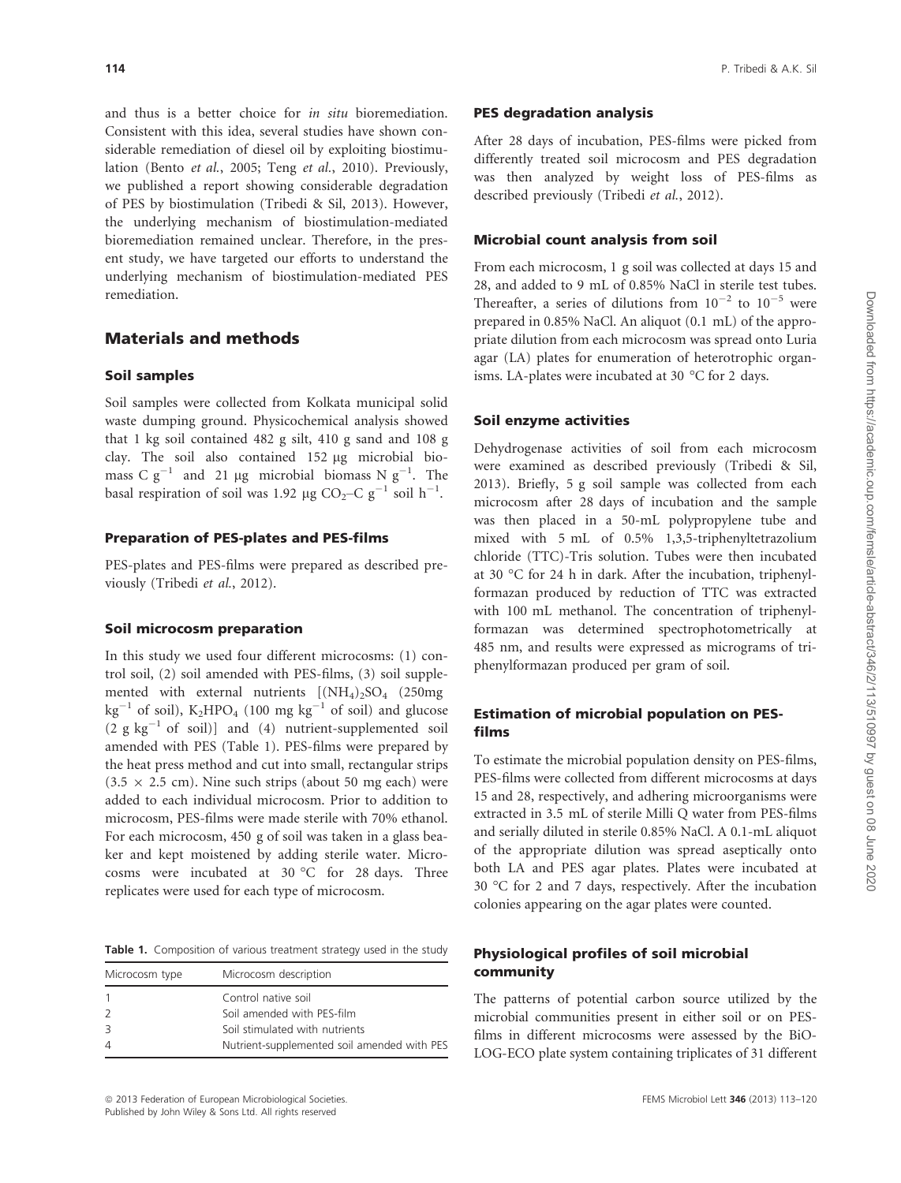and thus is a better choice for *in situ* bioremediation. Consistent with this idea, several studies have shown considerable remediation of diesel oil by exploiting biostimulation (Bento *et al.*, 2005; Teng *et al.*, 2010). Previously, we published a report showing considerable degradation of PES by biostimulation (Tribedi & Sil, 2013). However, the underlying mechanism of biostimulation-mediated bioremediation remained unclear. Therefore, in the present study, we have targeted our efforts to understand the underlying mechanism of biostimulation-mediated PES remediation.

## Materials and methods

### Soil samples

Soil samples were collected from Kolkata municipal solid waste dumping ground. Physicochemical analysis showed that 1 kg soil contained 482 g silt, 410 g sand and 108 g clay. The soil also contained 152 μg microbial biomass C $g^{-1}$ and 21 μg microbial biomass N $g^{-1}$. The basal respiration of soil was 1.92 μg $CO_2$–C $g^{-1}$ soil $h^{-1}$.

### Preparation of PES-plates and PES-films

PES-plates and PES-films were prepared as described previously (Tribedi *et al.*, 2012).

### Soil microcosm preparation

In this study we used four different microcosms: (1) control soil, (2) soil amended with PES-films, (3) soil supplemented with external nutrients [$(NH_4)_2SO_4$ (250mg $kg^{-1}$ of soil), $K_2HPO_4$ (100 mg $kg^{-1}$ of soil) and glucose (2 g $kg^{-1}$ of soil)] and (4) nutrient-supplemented soil amended with PES (Table 1). PES-films were prepared by the heat press method and cut into small, rectangular strips (3.5 × 2.5 cm). Nine such strips (about 50 mg each) were added to each individual microcosm. Prior to addition to microcosm, PES-films were made sterile with 70% ethanol. For each microcosm, 450 g of soil was taken in a glass beaker and kept moistened by adding sterile water. Microcosms were incubated at 30 °C for 28 days. Three replicates were used for each type of microcosm.

**Table 1.** Composition of various treatment strategy used in the study

| Microcosm type | Microcosm description |
|---|---|
| 1 | Control native soil |
| 2 | Soil amended with PES-film |
| 3 | Soil stimulated with nutrients |
| 4 | Nutrient-supplemented soil amended with PES |

### PES degradation analysis

After 28 days of incubation, PES-films were picked from differently treated soil microcosm and PES degradation was then analyzed by weight loss of PES-films as described previously (Tribedi *et al.*, 2012).

### Microbial count analysis from soil

From each microcosm, 1 g soil was collected at days 15 and 28, and added to 9 mL of 0.85% NaCl in sterile test tubes. Thereafter, a series of dilutions from $10^{-2}$ to $10^{-5}$ were prepared in 0.85% NaCl. An aliquot (0.1 mL) of the appropriate dilution from each microcosm was spread onto Luria agar (LA) plates for enumeration of heterotrophic organisms. LA-plates were incubated at 30 °C for 2 days.

### Soil enzyme activities

Dehydrogenase activities of soil from each microcosm were examined as described previously (Tribedi & Sil, 2013). Briefly, 5 g soil sample was collected from each microcosm after 28 days of incubation and the sample was then placed in a 50-mL polypropylene tube and mixed with 5 mL of 0.5% 1,3,5-triphenyltetrazolium chloride (TTC)-Tris solution. Tubes were then incubated at 30 °C for 24 h in dark. After the incubation, triphenylformazan produced by reduction of TTC was extracted with 100 mL methanol. The concentration of triphenylformazan was determined spectrophotometrically at 485 nm, and results were expressed as micrograms of triphenylformazan produced per gram of soil.

### Estimation of microbial population on PES-films

To estimate the microbial population density on PES-films, PES-films were collected from different microcosms at days 15 and 28, respectively, and adhering microorganisms were extracted in 3.5 mL of sterile Milli Q water from PES-films and serially diluted in sterile 0.85% NaCl. A 0.1-mL aliquot of the appropriate dilution was spread aseptically onto both LA and PES agar plates. Plates were incubated at 30 °C for 2 and 7 days, respectively. After the incubation colonies appearing on the agar plates were counted.

### Physiological profiles of soil microbial community

The patterns of potential carbon source utilized by the microbial communities present in either soil or on PES-films in different microcosms were assessed by the BiOLOG-ECO plate system containing triplicates of 31 different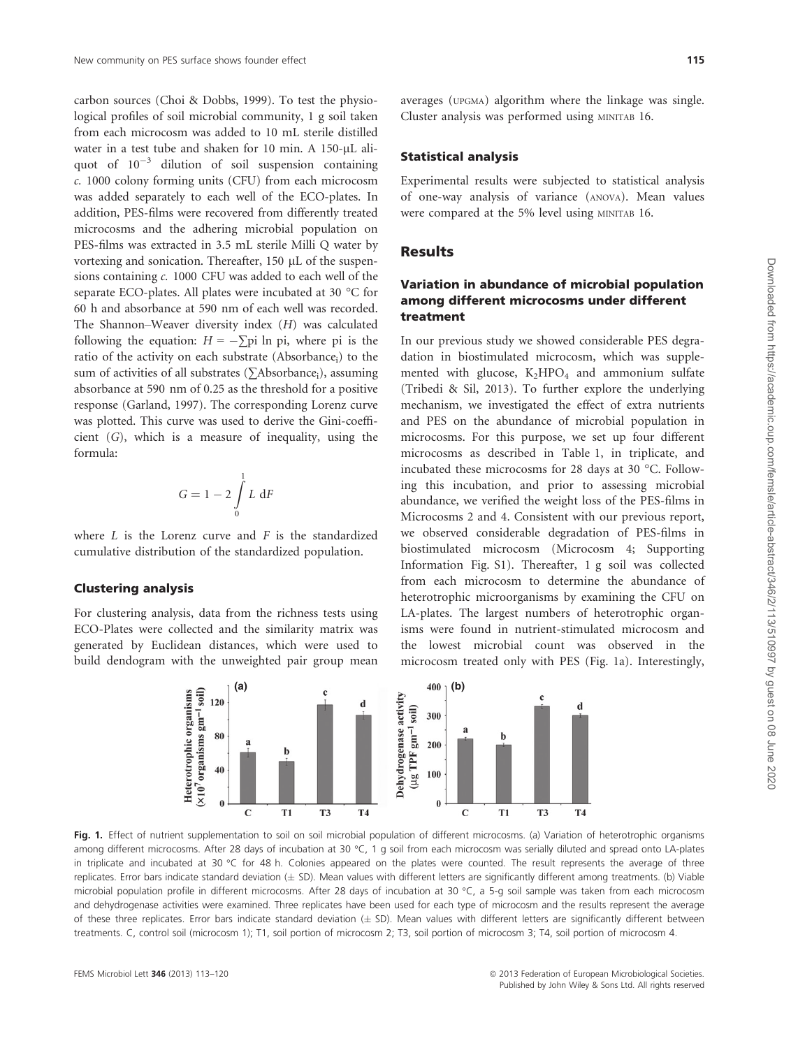carbon sources (Choi & Dobbs, 1999). To test the physiological profiles of soil microbial community, 1 g soil taken from each microcosm was added to 10 mL sterile distilled water in a test tube and shaken for 10 min. A 150-μL aliquot of $10^{-3}$ dilution of soil suspension containing c. 1000 colony forming units (CFU) from each microcosm was added separately to each well of the ECO-plates. In addition, PES-films were recovered from differently treated microcosms and the adhering microbial population on PES-films was extracted in 3.5 mL sterile Milli Q water by vortexing and sonication. Thereafter, 150 μL of the suspensions containing c. 1000 CFU was added to each well of the separate ECO-plates. All plates were incubated at 30 °C for 60 h and absorbance at 590 nm of each well was recorded. The Shannon–Weaver diversity index ($H$) was calculated following the equation: $H = -\sum p_i \ln p_i$, where $p_i$ is the ratio of the activity on each substrate ($Absorbance_i$) to the sum of activities of all substrates ($\sum Absorbance_i$), assuming absorbance at 590 nm of 0.25 as the threshold for a positive response (Garland, 1997). The corresponding Lorenz curve was plotted. This curve was used to derive the Gini-coefficient ($G$), which is a measure of inequality, using the formula:

$$G = 1 - 2\int_0^1 L \, dF$$

where $L$ is the Lorenz curve and $F$ is the standardized cumulative distribution of the standardized population.

### Clustering analysis

For clustering analysis, data from the richness tests using ECO-Plates were collected and the similarity matrix was generated by Euclidean distances, which were used to build dendogram with the unweighted pair group mean averages (UPGMA) algorithm where the linkage was single. Cluster analysis was performed using MINITAB 16.

### Statistical analysis

Experimental results were subjected to statistical analysis of one-way analysis of variance (ANOVA). Mean values were compared at the 5% level using MINITAB 16.

## Results

### Variation in abundance of microbial population among different microcosms under different treatment

In our previous study we showed considerable PES degradation in biostimulated microcosm, which was supplemented with glucose, $K_2HPO_4$ and ammonium sulfate (Tribedi & Sil, 2013). To further explore the underlying mechanism, we investigated the effect of extra nutrients and PES on the abundance of microbial population in microcosms. For this purpose, we set up four different microcosms as described in Table 1, in triplicate, and incubated these microcosms for 28 days at 30 °C. Following this incubation, and prior to assessing microbial abundance, we verified the weight loss of the PES-films in Microcosms 2 and 4. Consistent with our previous report, we observed considerable degradation of PES-films in biostimulated microcosm (Microcosm 4; Supporting Information Fig. S1). Thereafter, 1 g soil was collected from each microcosm to determine the abundance of heterotrophic microorganisms by examining the CFU on LA-plates. The largest numbers of heterotrophic organisms were found in nutrient-stimulated microcosm and the lowest microbial count was observed in the microcosm treated only with PES (Fig. 1a). Interestingly,

**Fig. 1.** Effect of nutrient supplementation to soil on soil microbial population of different microcosms. (a) Variation of heterotrophic organisms among different microcosms. After 28 days of incubation at 30 °C, 1 g soil from each microcosm was serially diluted and spread onto LA-plates in triplicate and incubated at 30 °C for 48 h. Colonies appeared on the plates were counted. The result represents the average of three replicates. Error bars indicate standard deviation (± SD). Mean values with different letters are significantly different among treatments. (b) Viable microbial population profile in different microcosms. After 28 days of incubation at 30 °C, a 5-g soil sample was taken from each microcosm and dehydrogenase activities were examined. Three replicates have been used for each type of microcosm and the results represent the average of these three replicates. Error bars indicate standard deviation (± SD). Mean values with different letters are significantly different between treatments. C, control soil (microcosm 1); T1, soil portion of microcosm 2; T3, soil portion of microcosm 3; T4, soil portion of microcosm 4.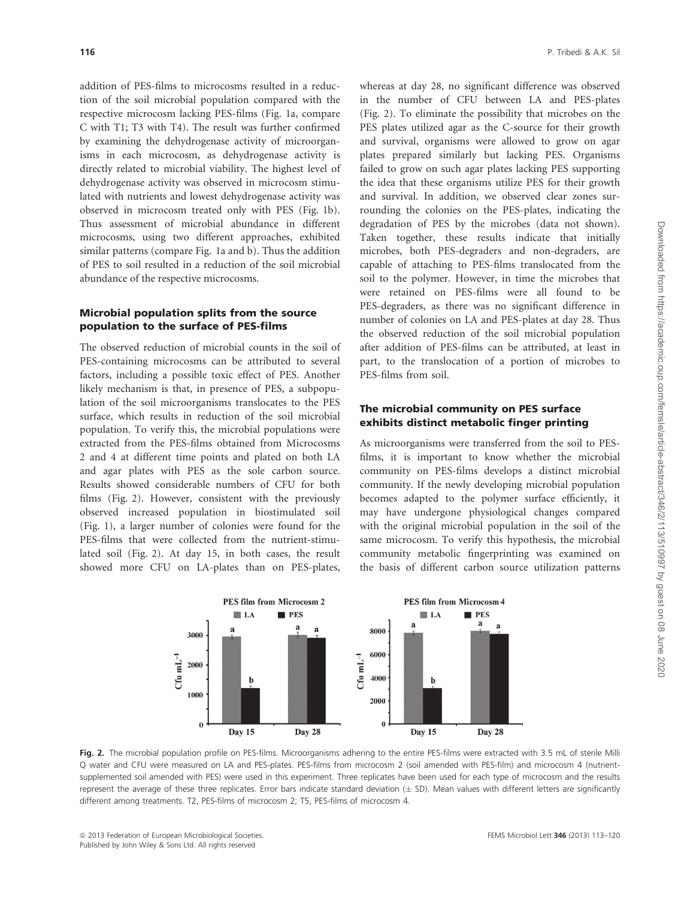addition of PES-films to microcosms resulted in a reduction of the soil microbial population compared with the respective microcosm lacking PES-films (Fig. 1a, compare C with T1; T3 with T4). The result was further confirmed by examining the dehydrogenase activity of microorganisms in each microcosm, as dehydrogenase activity is directly related to microbial viability. The highest level of dehydrogenase activity was observed in microcosm stimulated with nutrients and lowest dehydrogenase activity was observed in microcosm treated only with PES (Fig. 1b). Thus assessment of microbial abundance in different microcosms, using two different approaches, exhibited similar patterns (compare Fig. 1a and b). Thus the addition of PES to soil resulted in a reduction of the soil microbial abundance of the respective microcosms.

## Microbial population splits from the source population to the surface of PES-films

The observed reduction of microbial counts in the soil of PES-containing microcosms can be attributed to several factors, including a possible toxic effect of PES. Another likely mechanism is that, in presence of PES, a subpopulation of the soil microorganisms translocates to the PES surface, which results in reduction of the soil microbial population. To verify this, the microbial populations were extracted from the PES-films obtained from Microcosms 2 and 4 at different time points and plated on both LA and agar plates with PES as the sole carbon source. Results showed considerable numbers of CFU for both films (Fig. 2). However, consistent with the previously observed increased population in biostimulated soil (Fig. 1), a larger number of colonies were found for the PES-films that were collected from the nutrient-stimulated soil (Fig. 2). At day 15, in both cases, the result showed more CFU on LA-plates than on PES-plates, whereas at day 28, no significant difference was observed in the number of CFU between LA and PES-plates (Fig. 2). To eliminate the possibility that microbes on the PES plates utilized agar as the C-source for their growth and survival, organisms were allowed to grow on agar plates prepared similarly but lacking PES. Organisms failed to grow on such agar plates lacking PES supporting the idea that these organisms utilize PES for their growth and survival. In addition, we observed clear zones surrounding the colonies on the PES-plates, indicating the degradation of PES by the microbes (data not shown). Taken together, these results indicate that initially microbes, both PES-degraders and non-degraders, are capable of attaching to PES-films translocated from the soil to the polymer. However, in time the microbes that were retained on PES-films were all found to be PES-degraders, as there was no significant difference in number of colonies on LA and PES-plates at day 28. Thus the observed reduction of the soil microbial population after addition of PES-films can be attributed, at least in part, to the translocation of a portion of microbes to PES-films from soil.

## The microbial community on PES surface exhibits distinct metabolic finger printing

As microorganisms were transferred from the soil to PES-films, it is important to know whether the microbial community on PES-films develops a distinct microbial community. If the newly developing microbial population becomes adapted to the polymer surface efficiently, it may have undergone physiological changes compared with the original microbial population in the soil of the same microcosm. To verify this hypothesis, the microbial community metabolic fingerprinting was examined on the basis of different carbon source utilization patterns

**Fig. 2.** The microbial population profile on PES-films. Microorganisms adhering to the entire PES-films were extracted with 3.5 mL of sterile Milli Q water and CFU were measured on LA and PES-plates. PES-films from microcosm 2 (soil amended with PES-film) and microcosm 4 (nutrient-supplemented soil amended with PES) were used in this experiment. Three replicates have been used for each type of microcosm and the results represent the average of these three replicates. Error bars indicate standard deviation (± SD). Mean values with different letters are significantly different among treatments. T2, PES-films of microcosm 2; T5, PES-films of microcosm 4.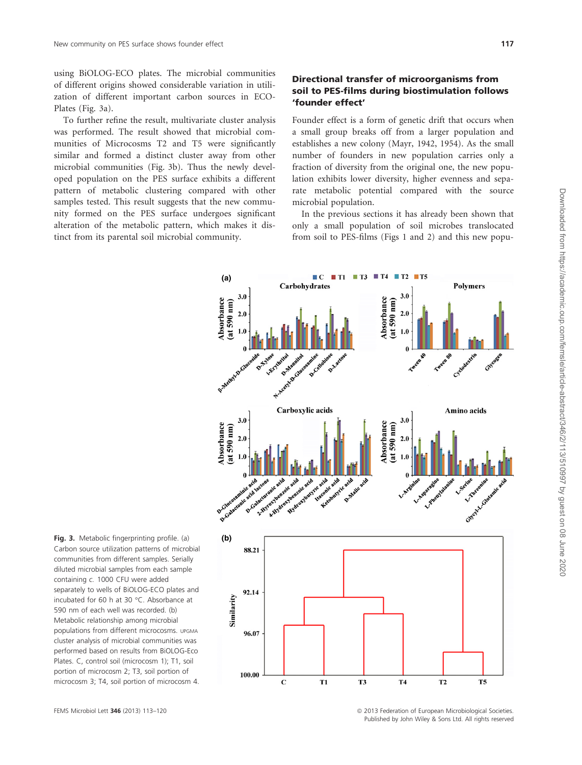using BiOLOG-ECO plates. The microbial communities of different origins showed considerable variation in utilization of different important carbon sources in ECO-Plates (Fig. 3a).

To further refine the result, multivariate cluster analysis was performed. The result showed that microbial communities of Microcosms T2 and T5 were significantly similar and formed a distinct cluster away from other microbial communities (Fig. 3b). Thus the newly developed population on the PES surface exhibits a different pattern of metabolic clustering compared with other samples tested. This result suggests that the new community formed on the PES surface undergoes significant alteration of the metabolic pattern, which makes it distinct from its parental soil microbial community.

### Directional transfer of microorganisms from soil to PES-films during biostimulation follows 'founder effect'

Founder effect is a form of genetic drift that occurs when a small group breaks off from a larger population and establishes a new colony (Mayr, 1942, 1954). As the small number of founders in new population carries only a fraction of diversity from the original one, the new population exhibits lower diversity, higher evenness and separate metabolic potential compared with the source microbial population.

In the previous sections it has already been shown that only a small population of soil microbes translocated from soil to PES-films (Figs 1 and 2) and this new popu-

**Fig. 3.** Metabolic fingerprinting profile. (a) Carbon source utilization patterns of microbial communities from different samples. Serially diluted microbial samples from each sample containing *c.* 1000 CFU were added separately to wells of BiOLOG-ECO plates and incubated for 60 h at 30 °C. Absorbance at 590 nm of each well was recorded. (b) Metabolic relationship among microbial populations from different microcosms. UPGMA cluster analysis of microbial communities was performed based on results from BiOLOG-Eco Plates. C, control soil (microcosm 1); T1, soil portion of microcosm 2; T3, soil portion of microcosm 3; T4, soil portion of microcosm 4.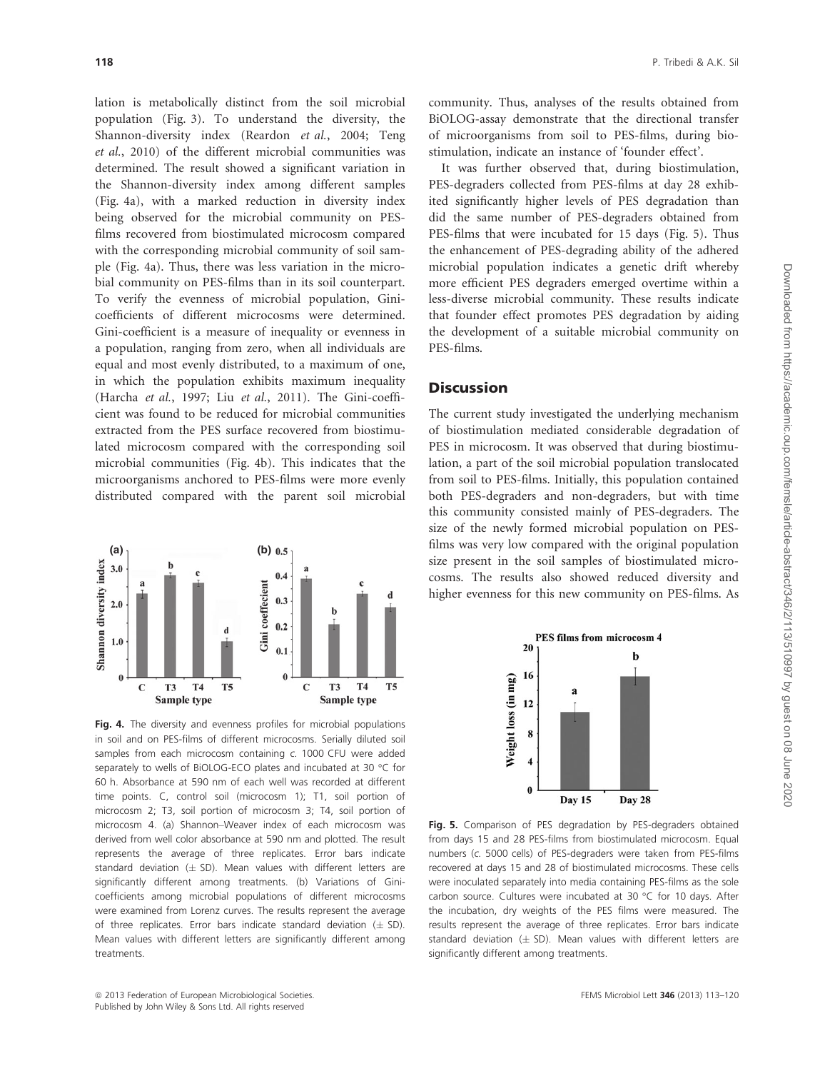lation is metabolically distinct from the soil microbial population (Fig. 3). To understand the diversity, the Shannon-diversity index (Reardon *et al.*, 2004; Teng *et al.*, 2010) of the different microbial communities was determined. The result showed a significant variation in the Shannon-diversity index among different samples (Fig. 4a), with a marked reduction in diversity index being observed for the microbial community on PES-films recovered from biostimulated microcosm compared with the corresponding microbial community of soil sample (Fig. 4a). Thus, there was less variation in the microbial community on PES-films than in its soil counterpart. To verify the evenness of microbial population, Gini-coefficients of different microcosms were determined. Gini-coefficient is a measure of inequality or evenness in a population, ranging from zero, when all individuals are equal and most evenly distributed, to a maximum of one, in which the population exhibits maximum inequality (Harcha *et al.*, 1997; Liu *et al.*, 2011). The Gini-coefficient was found to be reduced for microbial communities extracted from the PES surface recovered from biostimulated microcosm compared with the corresponding soil microbial communities (Fig. 4b). This indicates that the microorganisms anchored to PES-films were more evenly distributed compared with the parent soil microbial community. Thus, analyses of the results obtained from BiOLOG-assay demonstrate that the directional transfer of microorganisms from soil to PES-films, during biostimulation, indicate an instance of 'founder effect'.

It was further observed that, during biostimulation, PES-degraders collected from PES-films at day 28 exhibited significantly higher levels of PES degradation than did the same number of PES-degraders obtained from PES-films that were incubated for 15 days (Fig. 5). Thus the enhancement of PES-degrading ability of the adhered microbial population indicates a genetic drift whereby more efficient PES degraders emerged overtime within a less-diverse microbial community. These results indicate that founder effect promotes PES degradation by aiding the development of a suitable microbial community on PES-films.

**Fig. 4.** The diversity and evenness profiles for microbial populations in soil and on PES-films of different microcosms. Serially diluted soil samples from each microcosm containing *c.* 1000 CFU were added separately to wells of BiOLOG-ECO plates and incubated at 30 °C for 60 h. Absorbance at 590 nm of each well was recorded at different time points. C, control soil (microcosm 1); T1, soil portion of microcosm 2; T3, soil portion of microcosm 3; T4, soil portion of microcosm 4. (a) Shannon–Weaver index of each microcosm was derived from well color absorbance at 590 nm and plotted. The result represents the average of three replicates. Error bars indicate standard deviation (± SD). Mean values with different letters are significantly different among treatments. (b) Variations of Gini-coefficients among microbial populations of different microcosms were examined from Lorenz curves. The results represent the average of three replicates. Error bars indicate standard deviation (± SD). Mean values with different letters are significantly different among treatments.

## Discussion

The current study investigated the underlying mechanism of biostimulation mediated considerable degradation of PES in microcosm. It was observed that during biostimulation, a part of the soil microbial population translocated from soil to PES-films. Initially, this population contained both PES-degraders and non-degraders, but with time this community consisted mainly of PES-degraders. The size of the newly formed microbial population on PES-films was very low compared with the original population size present in the soil samples of biostimulated microcosms. The results also showed reduced diversity and higher evenness for this new community on PES-films. As

**Fig. 5.** Comparison of PES degradation by PES-degraders obtained from days 15 and 28 PES-films from biostimulated microcosm. Equal numbers (*c.* 5000 cells) of PES-degraders were taken from PES-films recovered at days 15 and 28 of biostimulated microcosms. These cells were inoculated separately into media containing PES-films as the sole carbon source. Cultures were incubated at 30 °C for 10 days. After the incubation, dry weights of the PES films were measured. The results represent the average of three replicates. Error bars indicate standard deviation (± SD). Mean values with different letters are significantly different among treatments.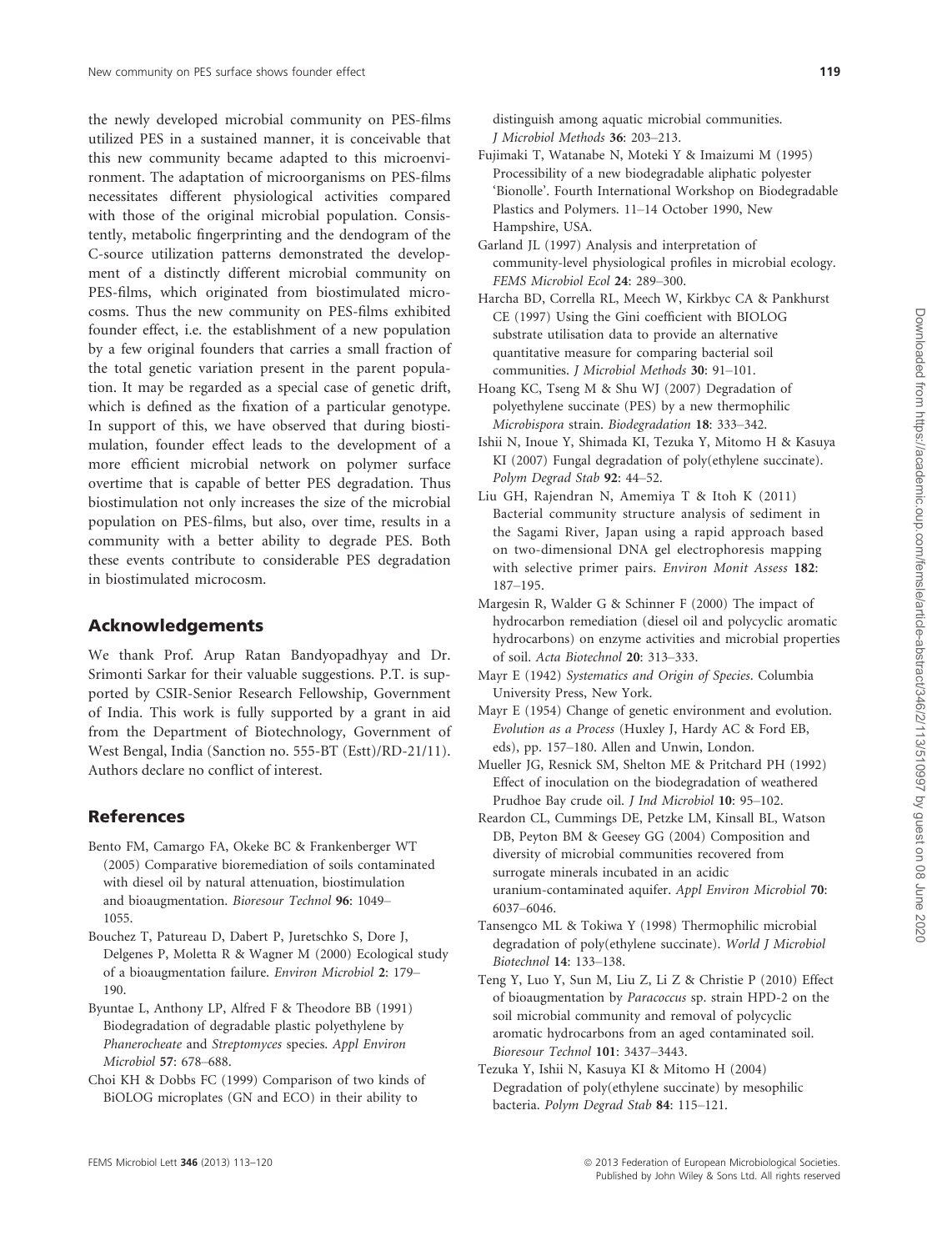the newly developed microbial community on PES-films utilized PES in a sustained manner, it is conceivable that this new community became adapted to this microenvironment. The adaptation of microorganisms on PES-films necessitates different physiological activities compared with those of the original microbial population. Consistently, metabolic fingerprinting and the dendogram of the C-source utilization patterns demonstrated the development of a distinctly different microbial community on PES-films, which originated from biostimulated microcosms. Thus the new community on PES-films exhibited founder effect, i.e. the establishment of a new population by a few original founders that carries a small fraction of the total genetic variation present in the parent population. It may be regarded as a special case of genetic drift, which is defined as the fixation of a particular genotype. In support of this, we have observed that during biostimulation, founder effect leads to the development of a more efficient microbial network on polymer surface overtime that is capable of better PES degradation. Thus biostimulation not only increases the size of the microbial population on PES-films, but also, over time, results in a community with a better ability to degrade PES. Both these events contribute to considerable PES degradation in biostimulated microcosm.

## Acknowledgements

We thank Prof. Arup Ratan Bandyopadhyay and Dr. Srimonti Sarkar for their valuable suggestions. P.T. is supported by CSIR-Senior Research Fellowship, Government of India. This work is fully supported by a grant in aid from the Department of Biotechnology, Government of West Bengal, India (Sanction no. 555-BT (Estt)/RD-21/11). Authors declare no conflict of interest.

## References

Bento FM, Camargo FA, Okeke BC & Frankenberger WT (2005) Comparative bioremediation of soils contaminated with diesel oil by natural attenuation, biostimulation and bioaugmentation. *Bioresour Technol* **96**: 1049–1055.

Bouchez T, Patureau D, Dabert P, Juretschko S, Dore J, Delgenes P, Moletta R & Wagner M (2000) Ecological study of a bioaugmentation failure. *Environ Microbiol* **2**: 179–190.

Byuntae L, Anthony LP, Alfred F & Theodore BB (1991) Biodegradation of degradable plastic polyethylene by *Phanerocheate* and *Streptomyces* species. *Appl Environ Microbiol* **57**: 678–688.

Choi KH & Dobbs FC (1999) Comparison of two kinds of BiOLOG microplates (GN and ECO) in their ability to distinguish among aquatic microbial communities. *J Microbiol Methods* **36**: 203–213.

Fujimaki T, Watanabe N, Moteki Y & Imaizumi M (1995) Processibility of a new biodegradable aliphatic polyester 'Bionolle'. Fourth International Workshop on Biodegradable Plastics and Polymers. 11–14 October 1990, New Hampshire, USA.

Garland JL (1997) Analysis and interpretation of community-level physiological profiles in microbial ecology. *FEMS Microbiol Ecol* **24**: 289–300.

Harcha BD, Corrella RL, Meech W, Kirkbyc CA & Pankhurst CE (1997) Using the Gini coefficient with BIOLOG substrate utilisation data to provide an alternative quantitative measure for comparing bacterial soil communities. *J Microbiol Methods* **30**: 91–101.

Hoang KC, Tseng M & Shu WJ (2007) Degradation of polyethylene succinate (PES) by a new thermophilic *Microbispora* strain. *Biodegradation* **18**: 333–342.

Ishii N, Inoue Y, Shimada KI, Tezuka Y, Mitomo H & Kasuya KI (2007) Fungal degradation of poly(ethylene succinate). *Polym Degrad Stab* **92**: 44–52.

Liu GH, Rajendran N, Amemiya T & Itoh K (2011) Bacterial community structure analysis of sediment in the Sagami River, Japan using a rapid approach based on two-dimensional DNA gel electrophoresis mapping with selective primer pairs. *Environ Monit Assess* **182**: 187–195.

Margesin R, Walder G & Schinner F (2000) The impact of hydrocarbon remediation (diesel oil and polycyclic aromatic hydrocarbons) on enzyme activities and microbial properties of soil. *Acta Biotechnol* **20**: 313–333.

Mayr E (1942) *Systematics and Origin of Species*. Columbia University Press, New York.

Mayr E (1954) Change of genetic environment and evolution. *Evolution as a Process* (Huxley J, Hardy AC & Ford EB, eds), pp. 157–180. Allen and Unwin, London.

Mueller JG, Resnick SM, Shelton ME & Pritchard PH (1992) Effect of inoculation on the biodegradation of weathered Prudhoe Bay crude oil. *J Ind Microbiol* **10**: 95–102.

Reardon CL, Cummings DE, Petzke LM, Kinsall BL, Watson DB, Peyton BM & Geesey GG (2004) Composition and diversity of microbial communities recovered from surrogate minerals incubated in an acidic uranium-contaminated aquifer. *Appl Environ Microbiol* **70**: 6037–6046.

Tansengco ML & Tokiwa Y (1998) Thermophilic microbial degradation of poly(ethylene succinate). *World J Microbiol Biotechnol* **14**: 133–138.

Teng Y, Luo Y, Sun M, Liu Z, Li Z & Christie P (2010) Effect of bioaugmentation by *Paracoccus* sp. strain HPD-2 on the soil microbial community and removal of polycyclic aromatic hydrocarbons from an aged contaminated soil. *Bioresour Technol* **101**: 3437–3443.

Tezuka Y, Ishii N, Kasuya KI & Mitomo H (2004) Degradation of poly(ethylene succinate) by mesophilic bacteria. *Polym Degrad Stab* **84**: 115–121.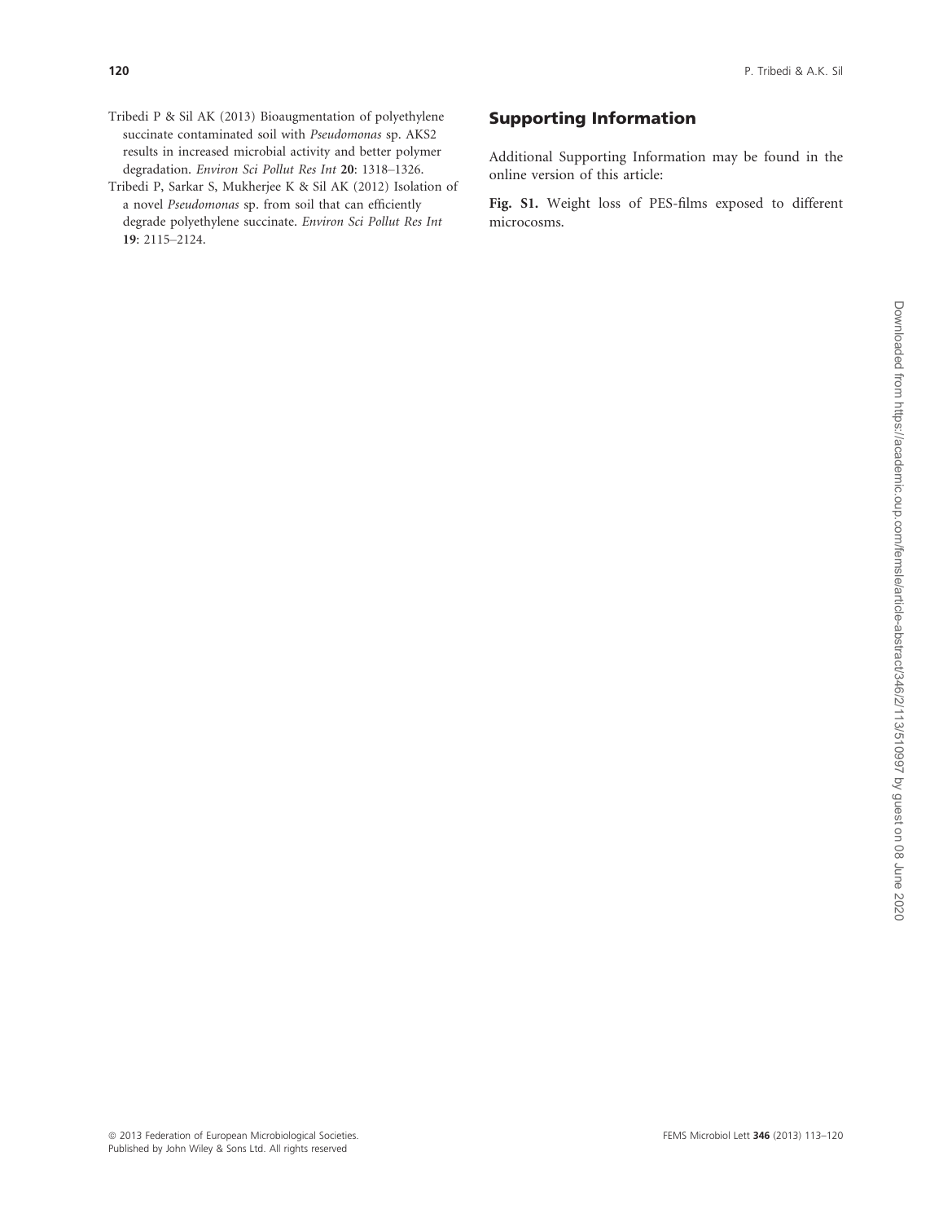Tribedi P & Sil AK (2013) Bioaugmentation of polyethylene succinate contaminated soil with *Pseudomonas* sp. AKS2 results in increased microbial activity and better polymer degradation. *Environ Sci Pollut Res Int* **20**: 1318–1326.

Tribedi P, Sarkar S, Mukherjee K & Sil AK (2012) Isolation of a novel *Pseudomonas* sp. from soil that can efficiently degrade polyethylene succinate. *Environ Sci Pollut Res Int* **19**: 2115–2124.

## Supporting Information

Additional Supporting Information may be found in the online version of this article:

**Fig. S1.** Weight loss of PES-films exposed to different microcosms.